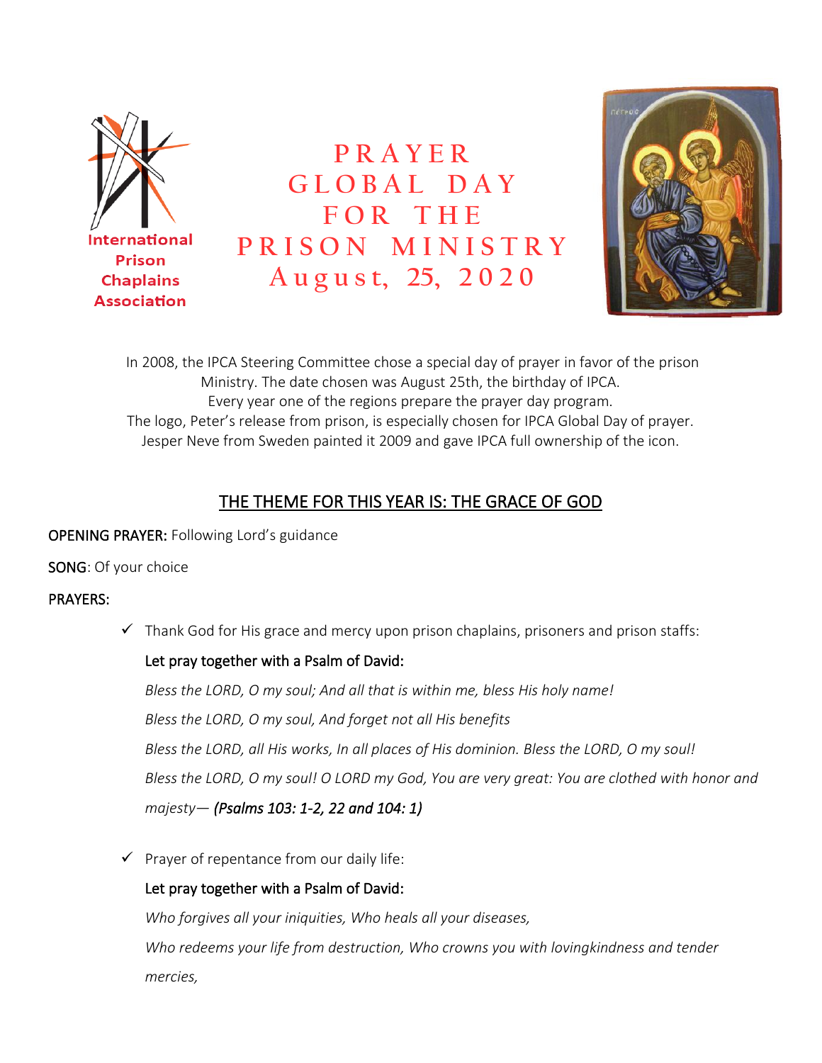International Prison Chaplains Association

# PRAYER GLOBAL DAY FOR THE PRISON MINISTRY August, 25, 2020

In 2008, the IPCA Steering Committee chose a special day of prayer in favor of the prison Ministry. The date chosen was August 25th, the birthday of IPCA.
Every year one of the regions prepare the prayer day program.
The logo, Peter's release from prison, is especially chosen for IPCA Global Day of prayer.
Jesper Neve from Sweden painted it 2009 and gave IPCA full ownership of the icon.

## THE THEME FOR THIS YEAR IS: THE GRACE OF GOD

OPENING PRAYER: Following Lord's guidance

SONG: Of your choice

PRAYERS:

- ✓ Thank God for His grace and mercy upon prison chaplains, prisoners and prison staffs:

  Let pray together with a Psalm of David:

  *Bless the LORD, O my soul; And all that is within me, bless His holy name!*

  *Bless the LORD, O my soul, And forget not all His benefits*

  *Bless the LORD, all His works, In all places of His dominion. Bless the LORD, O my soul!*

  *Bless the LORD, O my soul! O LORD my God, You are very great: You are clothed with honor and majesty—* ***(Psalms 103: 1-2, 22 and 104: 1)***

- ✓ Prayer of repentance from our daily life:

  Let pray together with a Psalm of David:

  *Who forgives all your iniquities, Who heals all your diseases,*

  *Who redeems your life from destruction, Who crowns you with lovingkindness and tender mercies,*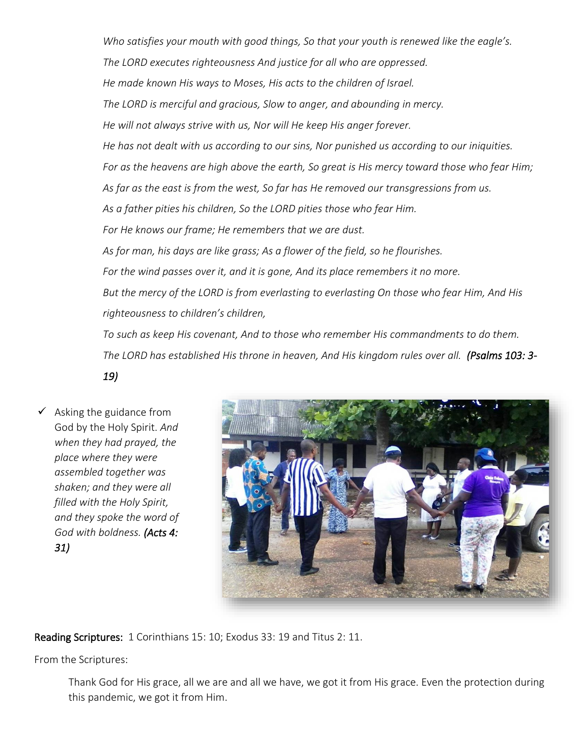*Who satisfies your mouth with good things, So that your youth is renewed like the eagle's.*

*The LORD executes righteousness And justice for all who are oppressed.*

*He made known His ways to Moses, His acts to the children of Israel.*

*The LORD is merciful and gracious, Slow to anger, and abounding in mercy.*

*He will not always strive with us, Nor will He keep His anger forever.*

*He has not dealt with us according to our sins, Nor punished us according to our iniquities.*

*For as the heavens are high above the earth, So great is His mercy toward those who fear Him;*

*As far as the east is from the west, So far has He removed our transgressions from us.*

*As a father pities his children, So the LORD pities those who fear Him.*

*For He knows our frame; He remembers that we are dust.*

*As for man, his days are like grass; As a flower of the field, so he flourishes.*

*For the wind passes over it, and it is gone, And its place remembers it no more.*

*But the mercy of the LORD is from everlasting to everlasting On those who fear Him, And His righteousness to children's children,*

*To such as keep His covenant, And to those who remember His commandments to do them.*

*The LORD has established His throne in heaven, And His kingdom rules over all.* ***(Psalms 103: 3-19)***

- ✓ Asking the guidance from God by the Holy Spirit. *And when they had prayed, the place where they were assembled together was shaken; and they were all filled with the Holy Spirit, and they spoke the word of God with boldness.* ***(Acts 4: 31)***

**Reading Scriptures:** 1 Corinthians 15: 10; Exodus 33: 19 and Titus 2: 11.

From the Scriptures:

Thank God for His grace, all we are and all we have, we got it from His grace. Even the protection during this pandemic, we got it from Him.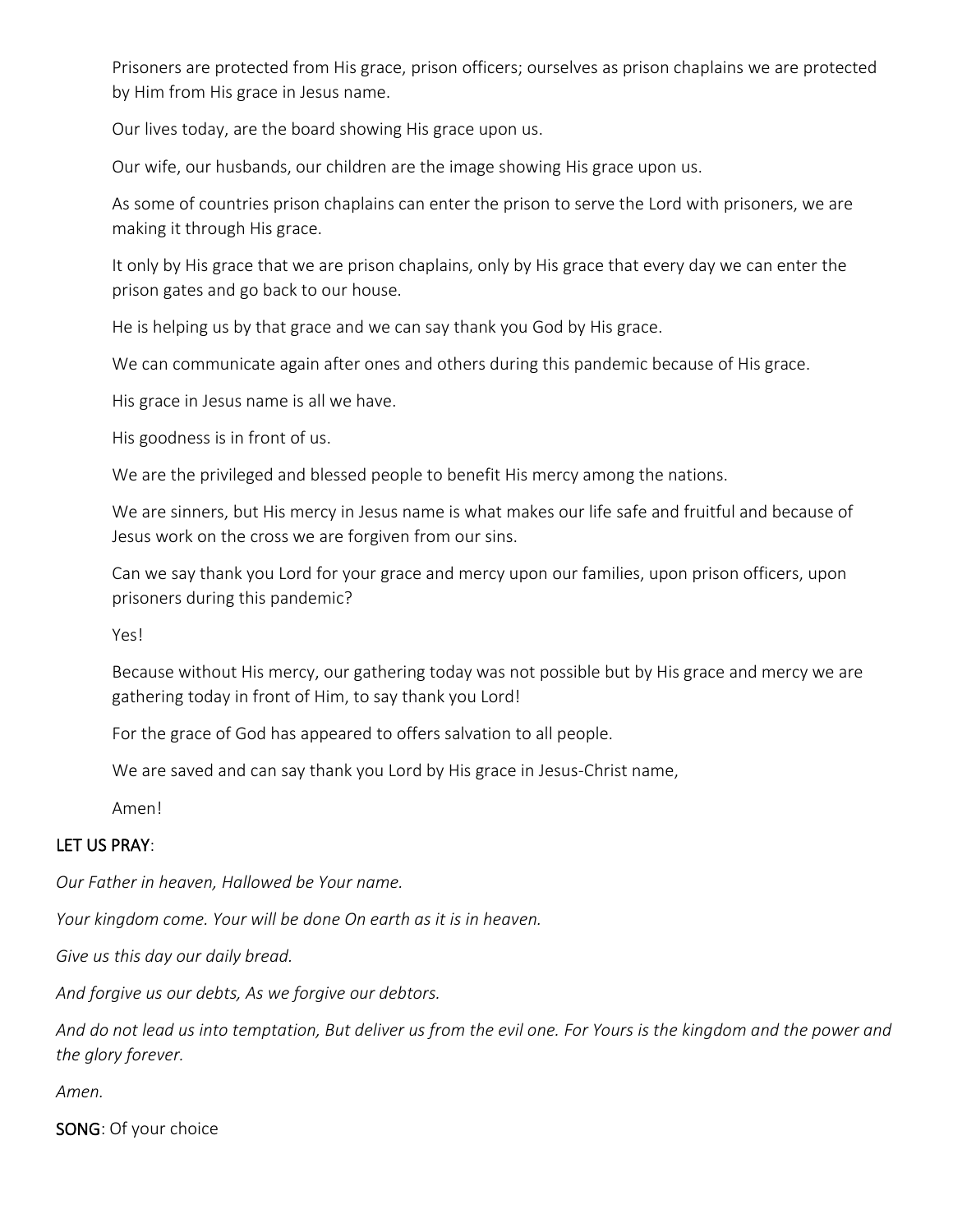Prisoners are protected from His grace, prison officers; ourselves as prison chaplains we are protected by Him from His grace in Jesus name.

Our lives today, are the board showing His grace upon us.

Our wife, our husbands, our children are the image showing His grace upon us.

As some of countries prison chaplains can enter the prison to serve the Lord with prisoners, we are making it through His grace.

It only by His grace that we are prison chaplains, only by His grace that every day we can enter the prison gates and go back to our house.

He is helping us by that grace and we can say thank you God by His grace.

We can communicate again after ones and others during this pandemic because of His grace.

His grace in Jesus name is all we have.

His goodness is in front of us.

We are the privileged and blessed people to benefit His mercy among the nations.

We are sinners, but His mercy in Jesus name is what makes our life safe and fruitful and because of Jesus work on the cross we are forgiven from our sins.

Can we say thank you Lord for your grace and mercy upon our families, upon prison officers, upon prisoners during this pandemic?

Yes!

Because without His mercy, our gathering today was not possible but by His grace and mercy we are gathering today in front of Him, to say thank you Lord!

For the grace of God has appeared to offers salvation to all people.

We are saved and can say thank you Lord by His grace in Jesus-Christ name,

Amen!

**LET US PRAY**:

*Our Father in heaven, Hallowed be Your name.*

*Your kingdom come. Your will be done On earth as it is in heaven.*

*Give us this day our daily bread.*

*And forgive us our debts, As we forgive our debtors.*

*And do not lead us into temptation, But deliver us from the evil one. For Yours is the kingdom and the power and the glory forever.*

*Amen.*

**SONG**: Of your choice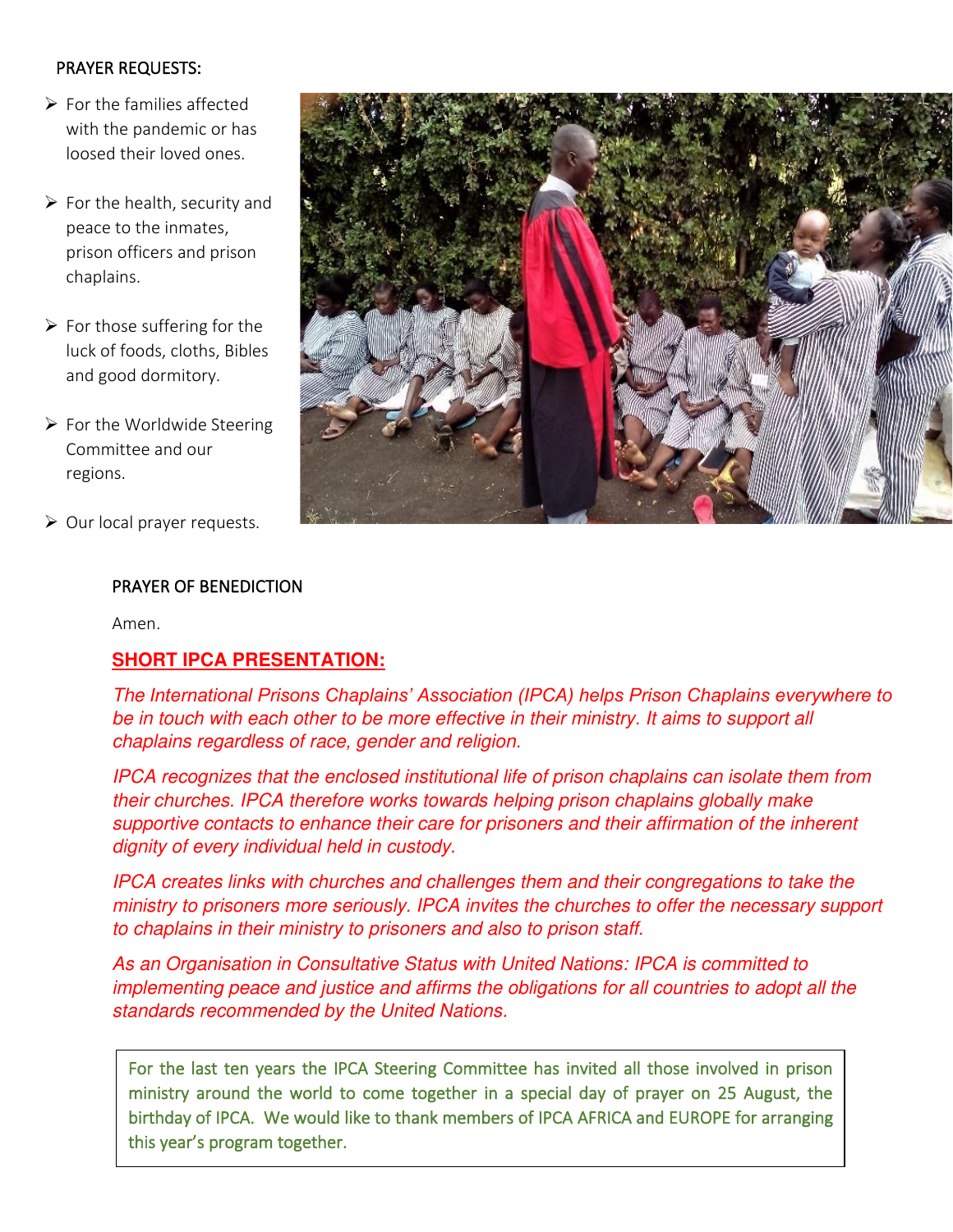PRAYER REQUESTS:

- For the families affected with the pandemic or has loosed their loved ones.
- For the health, security and peace to the inmates, prison officers and prison chaplains.
- For those suffering for the luck of foods, cloths, Bibles and good dormitory.
- For the Worldwide Steering Committee and our regions.
- Our local prayer requests.

PRAYER OF BENEDICTION

Amen.

## SHORT IPCA PRESENTATION:

*The International Prisons Chaplains' Association (IPCA) helps Prison Chaplains everywhere to be in touch with each other to be more effective in their ministry. It aims to support all chaplains regardless of race, gender and religion.*

*IPCA recognizes that the enclosed institutional life of prison chaplains can isolate them from their churches. IPCA therefore works towards helping prison chaplains globally make supportive contacts to enhance their care for prisoners and their affirmation of the inherent dignity of every individual held in custody.*

*IPCA creates links with churches and challenges them and their congregations to take the ministry to prisoners more seriously. IPCA invites the churches to offer the necessary support to chaplains in their ministry to prisoners and also to prison staff.*

*As an Organisation in Consultative Status with United Nations: IPCA is committed to implementing peace and justice and affirms the obligations for all countries to adopt all the standards recommended by the United Nations.*

For the last ten years the IPCA Steering Committee has invited all those involved in prison ministry around the world to come together in a special day of prayer on 25 August, the birthday of IPCA. We would like to thank members of IPCA AFRICA and EUROPE for arranging this year's program together.